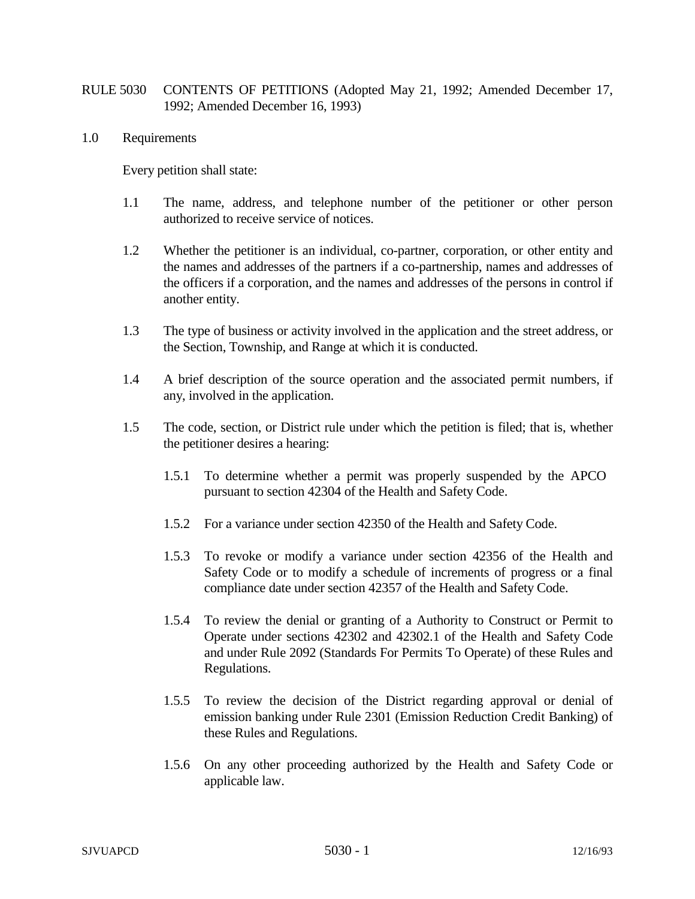RULE 5030 CONTENTS OF PETITIONS (Adopted May 21, 1992; Amended December 17, 1992; Amended December 16, 1993)

1.0 Requirements

Every petition shall state:

1.1 The name, address, and telephone number of the petitioner or other person authorized to receive service of notices.

1.2 Whether the petitioner is an individual, co-partner, corporation, or other entity and the names and addresses of the partners if a co-partnership, names and addresses of the officers if a corporation, and the names and addresses of the persons in control if another entity.

1.3 The type of business or activity involved in the application and the street address, or the Section, Township, and Range at which it is conducted.

1.4 A brief description of the source operation and the associated permit numbers, if any, involved in the application.

1.5 The code, section, or District rule under which the petition is filed; that is, whether the petitioner desires a hearing:

1.5.1 To determine whether a permit was properly suspended by the APCO pursuant to section 42304 of the Health and Safety Code.

1.5.2 For a variance under section 42350 of the Health and Safety Code.

1.5.3 To revoke or modify a variance under section 42356 of the Health and Safety Code or to modify a schedule of increments of progress or a final compliance date under section 42357 of the Health and Safety Code.

1.5.4 To review the denial or granting of a Authority to Construct or Permit to Operate under sections 42302 and 42302.1 of the Health and Safety Code and under Rule 2092 (Standards For Permits To Operate) of these Rules and Regulations.

1.5.5 To review the decision of the District regarding approval or denial of emission banking under Rule 2301 (Emission Reduction Credit Banking) of these Rules and Regulations.

1.5.6 On any other proceeding authorized by the Health and Safety Code or applicable law.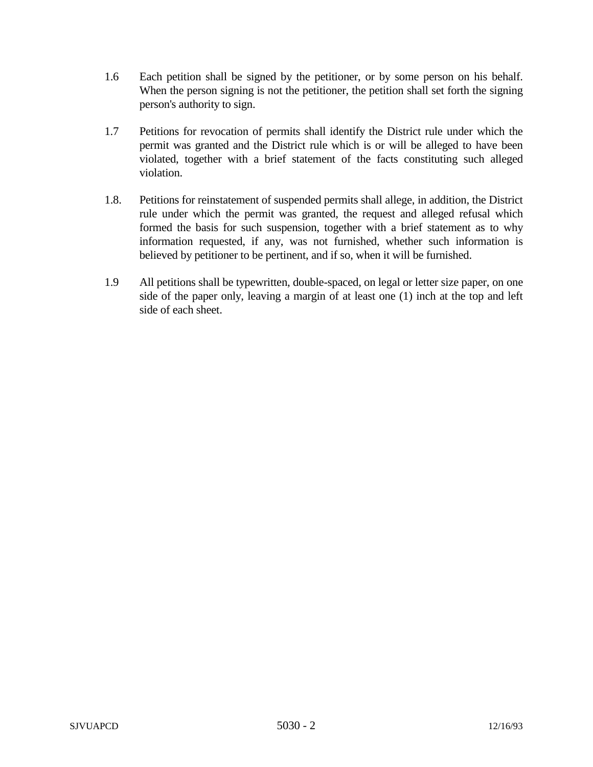1.6 Each petition shall be signed by the petitioner, or by some person on his behalf. When the person signing is not the petitioner, the petition shall set forth the signing person's authority to sign.

1.7 Petitions for revocation of permits shall identify the District rule under which the permit was granted and the District rule which is or will be alleged to have been violated, together with a brief statement of the facts constituting such alleged violation.

1.8. Petitions for reinstatement of suspended permits shall allege, in addition, the District rule under which the permit was granted, the request and alleged refusal which formed the basis for such suspension, together with a brief statement as to why information requested, if any, was not furnished, whether such information is believed by petitioner to be pertinent, and if so, when it will be furnished.

1.9 All petitions shall be typewritten, double-spaced, on legal or letter size paper, on one side of the paper only, leaving a margin of at least one (1) inch at the top and left side of each sheet.